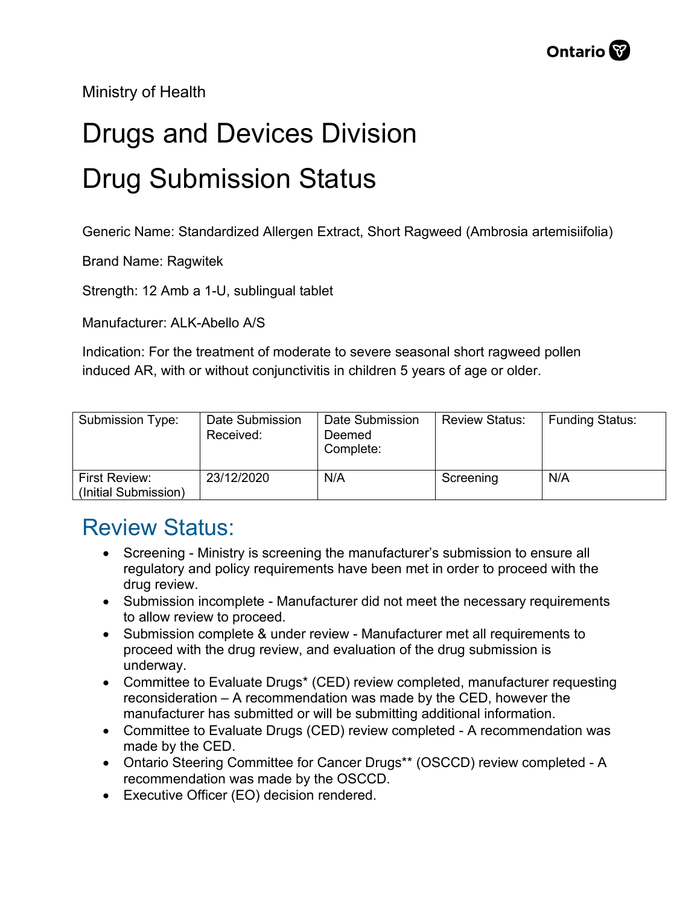Ministry of Health

# Drugs and Devices Division

# Drug Submission Status

Generic Name: Standardized Allergen Extract, Short Ragweed (Ambrosia artemisiifolia)

Brand Name: Ragwitek

Strength: 12 Amb a 1-U, sublingual tablet

Manufacturer: ALK-Abello A/S

Indication: For the treatment of moderate to severe seasonal short ragweed pollen induced AR, with or without conjunctivitis in children 5 years of age or older.

| Submission Type: | Date Submission Received: | Date Submission Deemed Complete: | Review Status: | Funding Status: |
|---|---|---|---|---|
| First Review: (Initial Submission) | 23/12/2020 | N/A | Screening | N/A |

## Review Status:

- Screening - Ministry is screening the manufacturer's submission to ensure all regulatory and policy requirements have been met in order to proceed with the drug review.
- Submission incomplete - Manufacturer did not meet the necessary requirements to allow review to proceed.
- Submission complete & under review - Manufacturer met all requirements to proceed with the drug review, and evaluation of the drug submission is underway.
- Committee to Evaluate Drugs* (CED) review completed, manufacturer requesting reconsideration – A recommendation was made by the CED, however the manufacturer has submitted or will be submitting additional information.
- Committee to Evaluate Drugs (CED) review completed - A recommendation was made by the CED.
- Ontario Steering Committee for Cancer Drugs** (OSCCD) review completed - A recommendation was made by the OSCCD.
- Executive Officer (EO) decision rendered.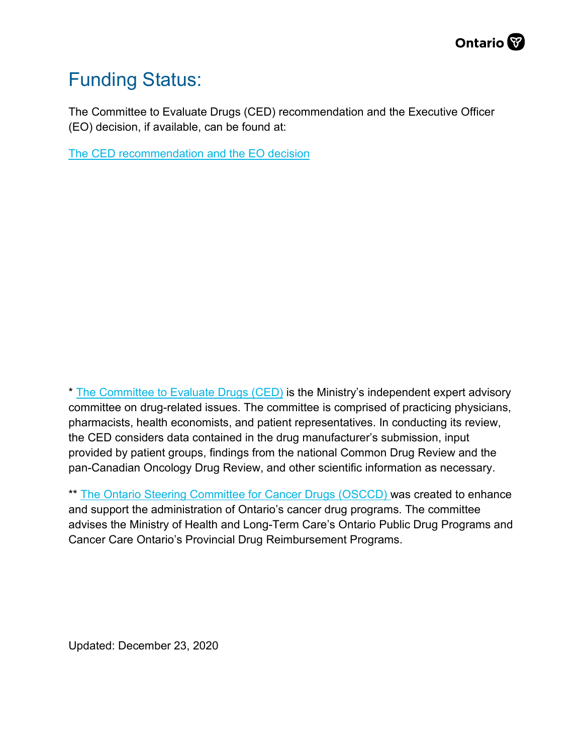# Funding Status:

The Committee to Evaluate Drugs (CED) recommendation and the Executive Officer (EO) decision, if available, can be found at:

The CED recommendation and the EO decision

* The Committee to Evaluate Drugs (CED) is the Ministry's independent expert advisory committee on drug-related issues. The committee is comprised of practicing physicians, pharmacists, health economists, and patient representatives. In conducting its review, the CED considers data contained in the drug manufacturer's submission, input provided by patient groups, findings from the national Common Drug Review and the pan-Canadian Oncology Drug Review, and other scientific information as necessary.

** The Ontario Steering Committee for Cancer Drugs (OSCCD) was created to enhance and support the administration of Ontario's cancer drug programs. The committee advises the Ministry of Health and Long-Term Care's Ontario Public Drug Programs and Cancer Care Ontario's Provincial Drug Reimbursement Programs.

Updated: December 23, 2020